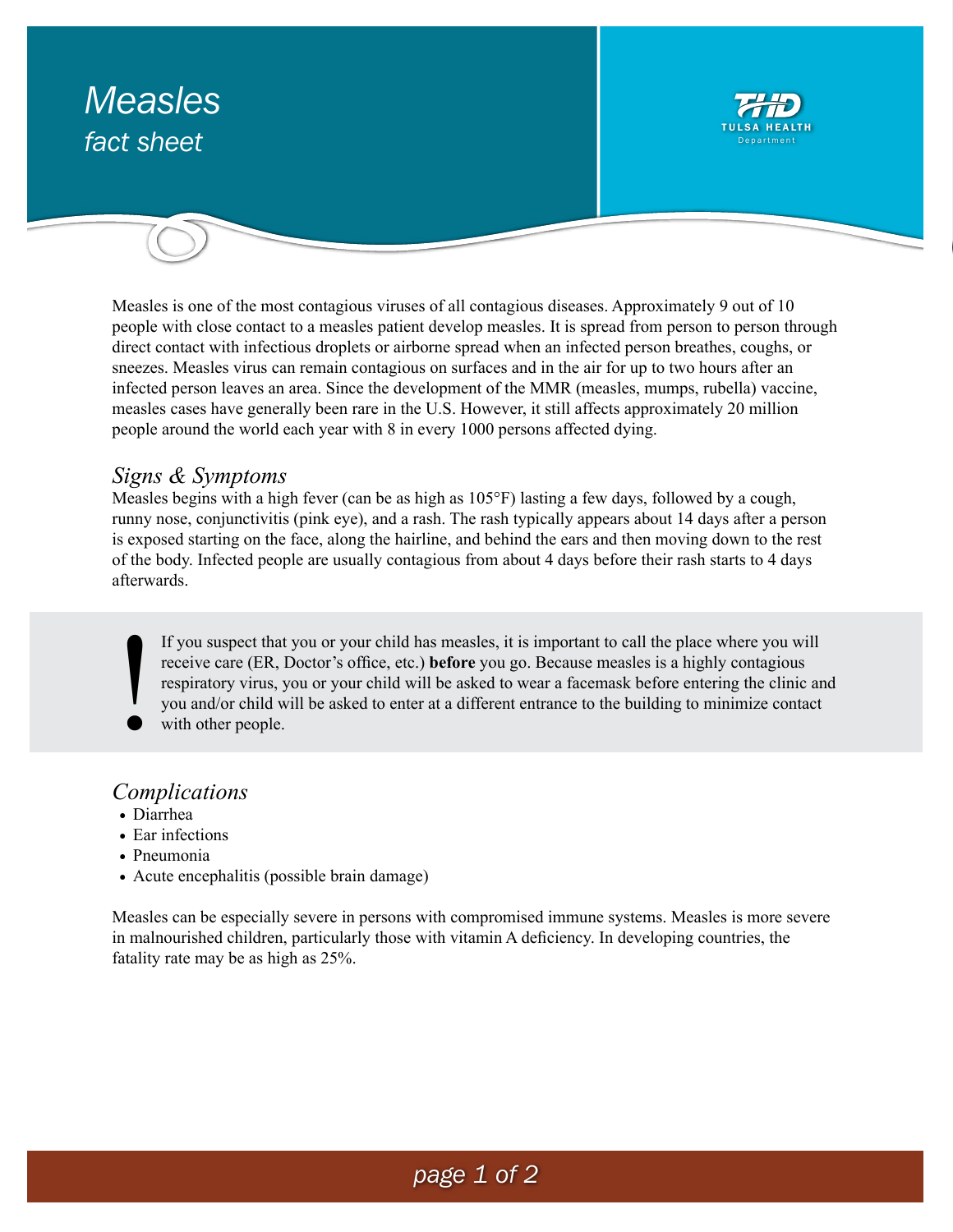# Measles

## *fact sheet*

TULSA HEALTH Department

Measles is one of the most contagious viruses of all contagious diseases. Approximately 9 out of 10 people with close contact to a measles patient develop measles. It is spread from person to person through direct contact with infectious droplets or airborne spread when an infected person breathes, coughs, or sneezes. Measles virus can remain contagious on surfaces and in the air for up to two hours after an infected person leaves an area. Since the development of the MMR (measles, mumps, rubella) vaccine, measles cases have generally been rare in the U.S. However, it still affects approximately 20 million people around the world each year with 8 in every 1000 persons affected dying.

## *Signs & Symptoms*

Measles begins with a high fever (can be as high as 105°F) lasting a few days, followed by a cough, runny nose, conjunctivitis (pink eye), and a rash. The rash typically appears about 14 days after a person is exposed starting on the face, along the hairline, and behind the ears and then moving down to the rest of the body. Infected people are usually contagious from about 4 days before their rash starts to 4 days afterwards.

> **!** If you suspect that you or your child has measles, it is important to call the place where you will receive care (ER, Doctor's office, etc.) **before** you go. Because measles is a highly contagious respiratory virus, you or your child will be asked to wear a facemask before entering the clinic and you and/or child will be asked to enter at a different entrance to the building to minimize contact with other people.

## *Complications*

- Diarrhea
- Ear infections
- Pneumonia
- Acute encephalitis (possible brain damage)

Measles can be especially severe in persons with compromised immune systems. Measles is more severe in malnourished children, particularly those with vitamin A deficiency. In developing countries, the fatality rate may be as high as 25%.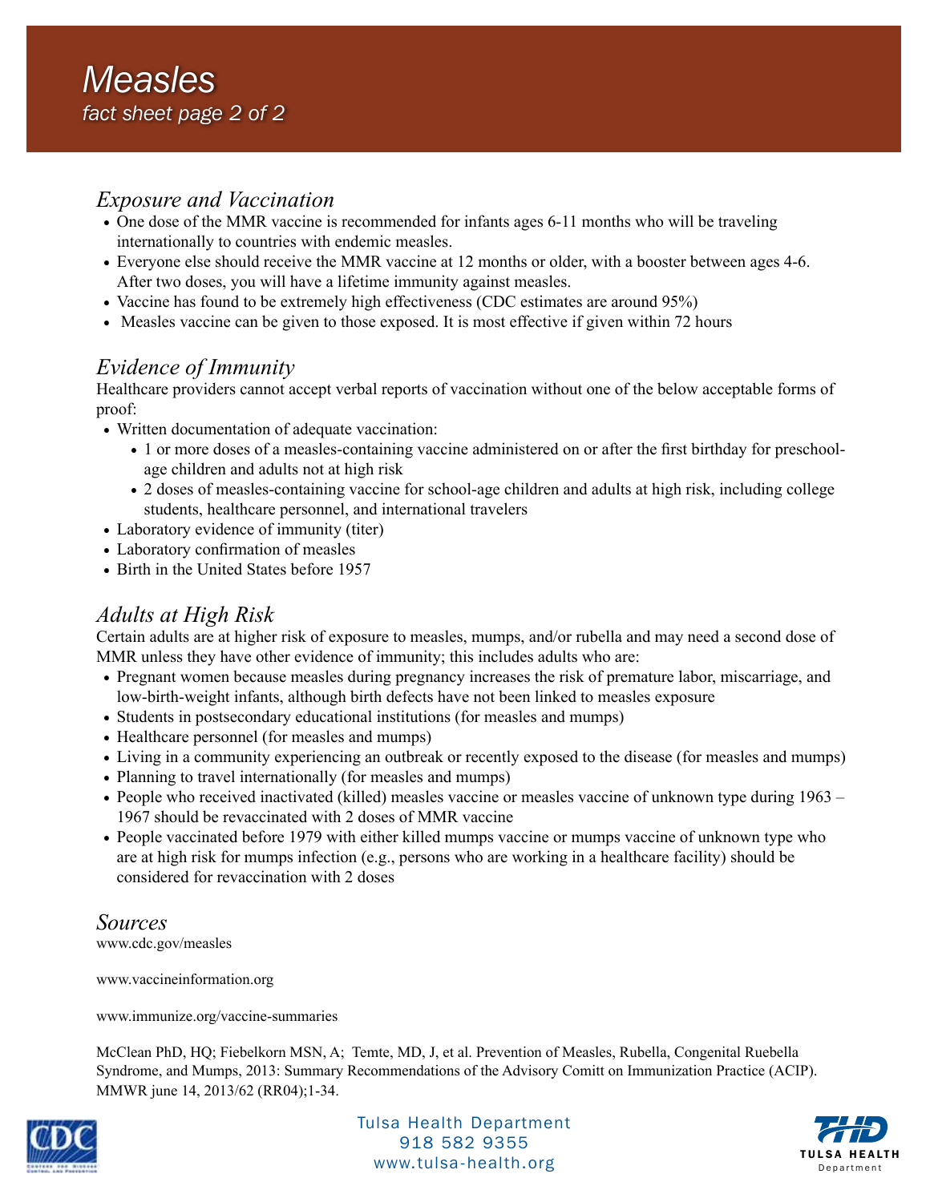# Measles

*fact sheet page 2 of 2*

## *Exposure and Vaccination*

- One dose of the MMR vaccine is recommended for infants ages 6-11 months who will be traveling internationally to countries with endemic measles.
- Everyone else should receive the MMR vaccine at 12 months or older, with a booster between ages 4-6. After two doses, you will have a lifetime immunity against measles.
- Vaccine has found to be extremely high effectiveness (CDC estimates are around 95%)
- Measles vaccine can be given to those exposed. It is most effective if given within 72 hours

## *Evidence of Immunity*

Healthcare providers cannot accept verbal reports of vaccination without one of the below acceptable forms of proof:

- Written documentation of adequate vaccination:
  - 1 or more doses of a measles-containing vaccine administered on or after the first birthday for preschool-age children and adults not at high risk
  - 2 doses of measles-containing vaccine for school-age children and adults at high risk, including college students, healthcare personnel, and international travelers
- Laboratory evidence of immunity (titer)
- Laboratory confirmation of measles
- Birth in the United States before 1957

## *Adults at High Risk*

Certain adults are at higher risk of exposure to measles, mumps, and/or rubella and may need a second dose of MMR unless they have other evidence of immunity; this includes adults who are:

- Pregnant women because measles during pregnancy increases the risk of premature labor, miscarriage, and low-birth-weight infants, although birth defects have not been linked to measles exposure
- Students in postsecondary educational institutions (for measles and mumps)
- Healthcare personnel (for measles and mumps)
- Living in a community experiencing an outbreak or recently exposed to the disease (for measles and mumps)
- Planning to travel internationally (for measles and mumps)
- People who received inactivated (killed) measles vaccine or measles vaccine of unknown type during 1963 – 1967 should be revaccinated with 2 doses of MMR vaccine
- People vaccinated before 1979 with either killed mumps vaccine or mumps vaccine of unknown type who are at high risk for mumps infection (e.g., persons who are working in a healthcare facility) should be considered for revaccination with 2 doses

## *Sources*

www.cdc.gov/measles

www.vaccineinformation.org

www.immunize.org/vaccine-summaries

McClean PhD, HQ; Fiebelkorn MSN, A; Temte, MD, J, et al. Prevention of Measles, Rubella, Congenital Ruebella Syndrome, and Mumps, 2013: Summary Recommendations of the Advisory Comitt on Immunization Practice (ACIP). MMWR june 14, 2013/62 (RR04);1-34.

Tulsa Health Department
918 582 9355
www.tulsa-health.org